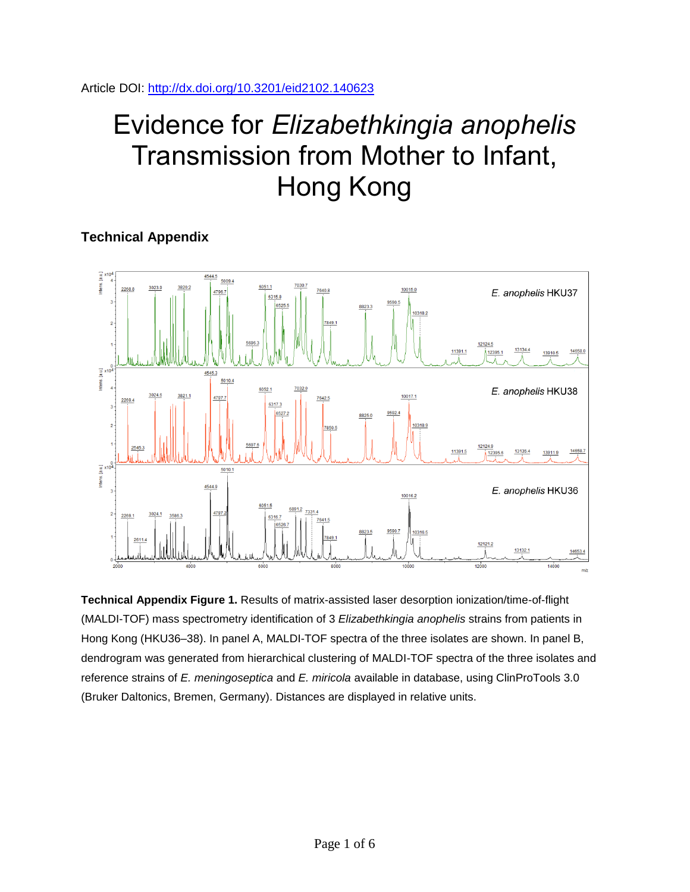Article DOI: http://dx.doi.org/10.3201/eid2102.140623

# Evidence for *Elizabethkingia anophelis* Transmission from Mother to Infant, Hong Kong

## Technical Appendix

**Technical Appendix Figure 1.** Results of matrix-assisted laser desorption ionization/time-of-flight (MALDI-TOF) mass spectrometry identification of 3 *Elizabethkingia anophelis* strains from patients in Hong Kong (HKU36–38). In panel A, MALDI-TOF spectra of the three isolates are shown. In panel B, dendrogram was generated from hierarchical clustering of MALDI-TOF spectra of the three isolates and reference strains of *E. meningoseptica* and *E. miricola* available in database, using ClinProTools 3.0 (Bruker Daltonics, Bremen, Germany). Distances are displayed in relative units.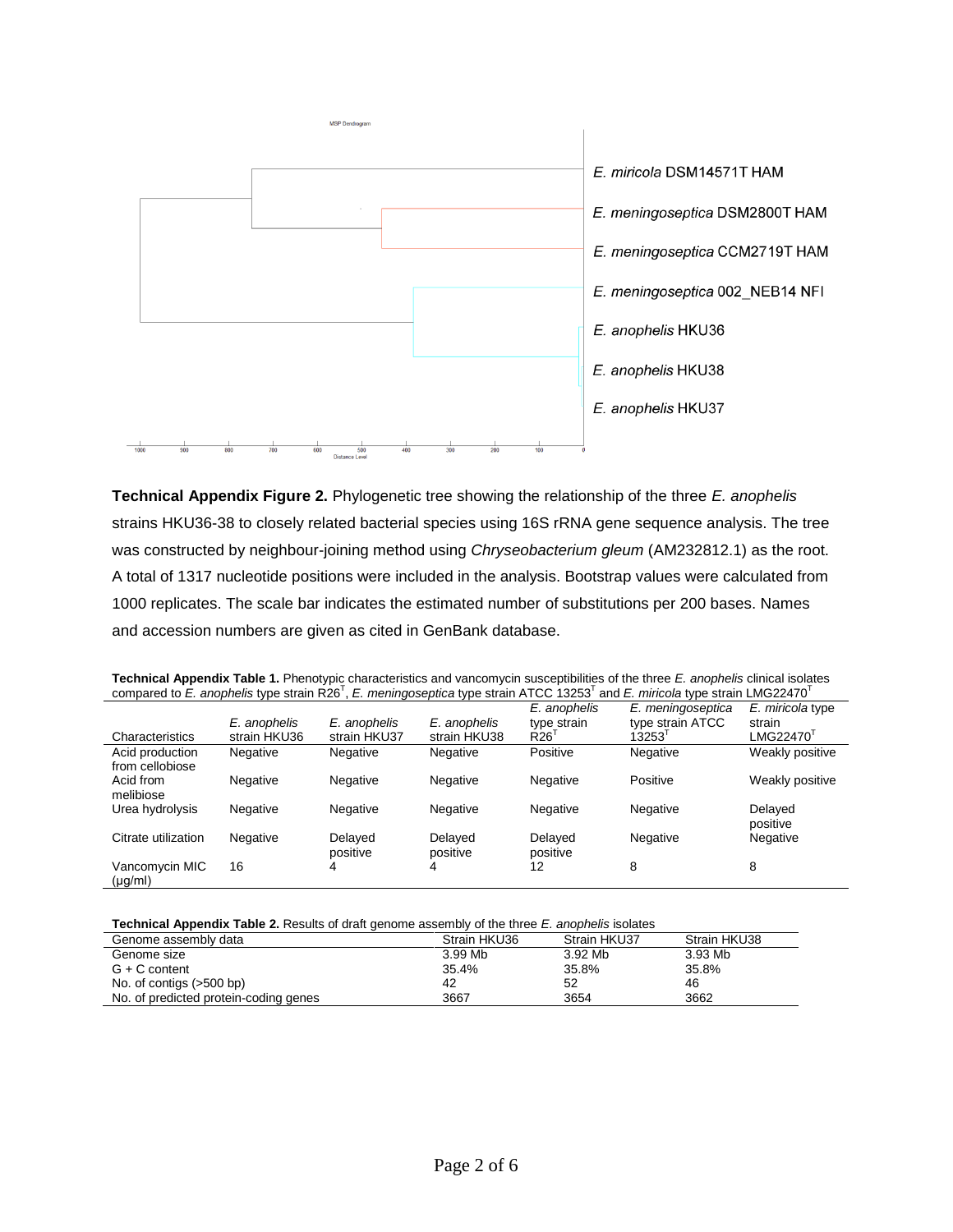**Technical Appendix Figure 2.** Phylogenetic tree showing the relationship of the three *E. anophelis* strains HKU36-38 to closely related bacterial species using 16S rRNA gene sequence analysis. The tree was constructed by neighbour-joining method using *Chryseobacterium gleum* (AM232812.1) as the root. A total of 1317 nucleotide positions were included in the analysis. Bootstrap values were calculated from 1000 replicates. The scale bar indicates the estimated number of substitutions per 200 bases. Names and accession numbers are given as cited in GenBank database.

**Technical Appendix Table 1.** Phenotypic characteristics and vancomycin susceptibilities of the three *E. anophelis* clinical isolates compared to *E. anophelis* type strain R26$^T$, *E. meningoseptica* type strain ATCC 13253$^T$ and *E. miricola* type strain LMG22470$^T$

| Characteristics | *E. anophelis* strain HKU36 | *E. anophelis* strain HKU37 | *E. anophelis* strain HKU38 | *E. anophelis* type strain R26$^T$ | *E. meningoseptica* type strain ATCC 13253$^T$ | *E. miricola* type strain LMG22470$^T$ |
|---|---|---|---|---|---|---|
| Acid production from cellobiose | Negative | Negative | Negative | Positive | Negative | Weakly positive |
| Acid from melibiose | Negative | Negative | Negative | Negative | Positive | Weakly positive |
| Urea hydrolysis | Negative | Negative | Negative | Negative | Negative | Delayed positive |
| Citrate utilization | Negative | Delayed positive | Delayed positive | Delayed positive | Negative | Negative |
| Vancomycin MIC (μg/ml) | 16 | 4 | 4 | 12 | 8 | 8 |

**Technical Appendix Table 2.** Results of draft genome assembly of the three *E. anophelis* isolates

| Genome assembly data | Strain HKU36 | Strain HKU37 | Strain HKU38 |
|---|---|---|---|
| Genome size | 3.99 Mb | 3.92 Mb | 3.93 Mb |
| G + C content | 35.4% | 35.8% | 35.8% |
| No. of contigs (>500 bp) | 42 | 52 | 46 |
| No. of predicted protein-coding genes | 3667 | 3654 | 3662 |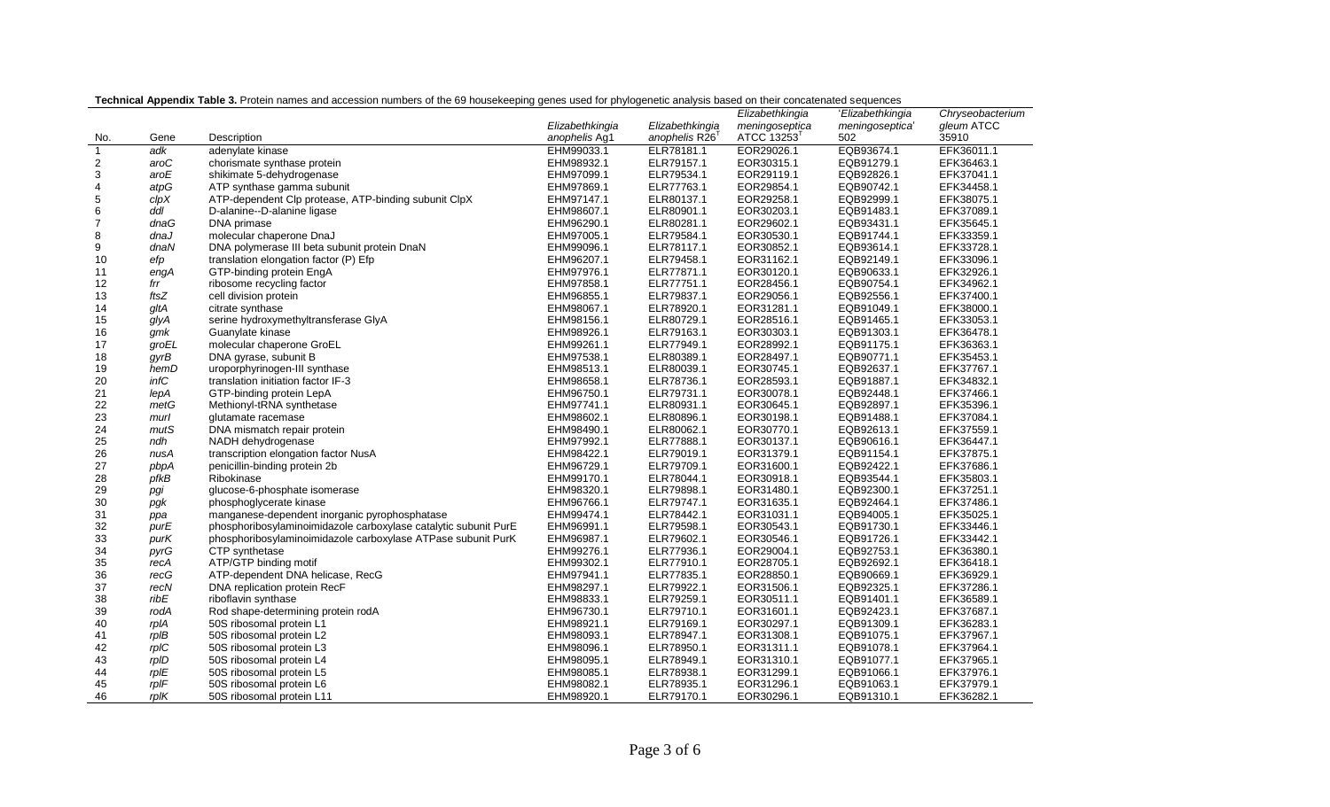**Technical Appendix Table 3.** Protein names and accession numbers of the 69 housekeeping genes used for phylogenetic analysis based on their concatenated sequences

| No. | Gene | Description | *Elizabethkingia anophelis* Ag1 | *Elizabethkingia anophelis* R26[T] | *Elizabethkingia meningoseptica* ATCC 13253[T] | '*Elizabethkingia meningoseptica*' 502 | *Chryseobacterium gleum* ATCC 35910 |
|---|---|---|---|---|---|---|---|
| 1 | *adk* | adenylate kinase | EHM99033.1 | ELR78181.1 | EOR29026.1 | EQB93674.1 | EFK36011.1 |
| 2 | *aroC* | chorismate synthase protein | EHM98932.1 | ELR79157.1 | EOR30315.1 | EQB91279.1 | EFK36463.1 |
| 3 | *aroE* | shikimate 5-dehydrogenase | EHM97099.1 | ELR79534.1 | EOR29119.1 | EQB92826.1 | EFK37041.1 |
| 4 | *atpG* | ATP synthase gamma subunit | EHM97869.1 | ELR77763.1 | EOR29854.1 | EQB90742.1 | EFK34458.1 |
| 5 | *clpX* | ATP-dependent Clp protease, ATP-binding subunit ClpX | EHM97147.1 | ELR80137.1 | EOR29258.1 | EQB92999.1 | EFK38075.1 |
| 6 | *ddl* | D-alanine--D-alanine ligase | EHM98607.1 | ELR80901.1 | EOR30203.1 | EQB91483.1 | EFK37089.1 |
| 7 | *dnaG* | DNA primase | EHM96290.1 | ELR80281.1 | EOR29602.1 | EQB93431.1 | EFK35645.1 |
| 8 | *dnaJ* | molecular chaperone DnaJ | EHM97005.1 | ELR79584.1 | EOR30530.1 | EQB91744.1 | EFK33359.1 |
| 9 | *dnaN* | DNA polymerase III beta subunit protein DnaN | EHM99096.1 | ELR78117.1 | EOR30852.1 | EQB93614.1 | EFK33728.1 |
| 10 | *efp* | translation elongation factor (P) Efp | EHM96207.1 | ELR79458.1 | EOR31162.1 | EQB92149.1 | EFK33096.1 |
| 11 | *engA* | GTP-binding protein EngA | EHM97976.1 | ELR77871.1 | EOR30120.1 | EQB90633.1 | EFK32926.1 |
| 12 | *frr* | ribosome recycling factor | EHM97858.1 | ELR77751.1 | EOR28456.1 | EQB90754.1 | EFK34962.1 |
| 13 | *ftsZ* | cell division protein | EHM96855.1 | ELR79837.1 | EOR29056.1 | EQB92556.1 | EFK37400.1 |
| 14 | *gltA* | citrate synthase | EHM98067.1 | ELR78920.1 | EOR31281.1 | EQB91049.1 | EFK38000.1 |
| 15 | *glyA* | serine hydroxymethyltransferase GlyA | EHM98156.1 | ELR80729.1 | EOR28516.1 | EQB91465.1 | EFK33053.1 |
| 16 | *gmk* | Guanylate kinase | EHM98926.1 | ELR79163.1 | EOR30303.1 | EQB91303.1 | EFK36478.1 |
| 17 | *groEL* | molecular chaperone GroEL | EHM99261.1 | ELR77949.1 | EOR28992.1 | EQB91175.1 | EFK36363.1 |
| 18 | *gyrB* | DNA gyrase, subunit B | EHM97538.1 | ELR80389.1 | EOR28497.1 | EQB90771.1 | EFK35453.1 |
| 19 | *hemD* | uroporphyrinogen-III synthase | EHM98513.1 | ELR80039.1 | EOR30745.1 | EQB92637.1 | EFK37767.1 |
| 20 | *infC* | translation initiation factor IF-3 | EHM98658.1 | ELR78736.1 | EOR28593.1 | EQB91887.1 | EFK34832.1 |
| 21 | *lepA* | GTP-binding protein LepA | EHM96750.1 | ELR79731.1 | EOR30078.1 | EQB92448.1 | EFK37466.1 |
| 22 | *metG* | Methionyl-tRNA synthetase | EHM97741.1 | ELR80931.1 | EOR30645.1 | EQB92897.1 | EFK35396.1 |
| 23 | *murI* | glutamate racemase | EHM98602.1 | ELR80896.1 | EOR30198.1 | EQB91488.1 | EFK37084.1 |
| 24 | *mutS* | DNA mismatch repair protein | EHM98490.1 | ELR80062.1 | EOR30770.1 | EQB92613.1 | EFK37559.1 |
| 25 | *ndh* | NADH dehydrogenase | EHM97992.1 | ELR77888.1 | EOR30137.1 | EQB90616.1 | EFK36447.1 |
| 26 | *nusA* | transcription elongation factor NusA | EHM98422.1 | ELR79019.1 | EOR31379.1 | EQB91154.1 | EFK37875.1 |
| 27 | *pbpA* | penicillin-binding protein 2b | EHM96729.1 | ELR79709.1 | EOR31600.1 | EQB92422.1 | EFK37686.1 |
| 28 | *pfkB* | Ribokinase | EHM99170.1 | ELR78044.1 | EOR30918.1 | EQB93544.1 | EFK35803.1 |
| 29 | *pgi* | glucose-6-phosphate isomerase | EHM98320.1 | ELR79898.1 | EOR31480.1 | EQB92300.1 | EFK37251.1 |
| 30 | *pgk* | phosphoglycerate kinase | EHM96766.1 | ELR79747.1 | EOR31635.1 | EQB92464.1 | EFK37486.1 |
| 31 | *ppa* | manganese-dependent inorganic pyrophosphatase | EHM99474.1 | ELR78442.1 | EOR31031.1 | EQB94005.1 | EFK35025.1 |
| 32 | *purE* | phosphoribosylaminoimidazole carboxylase catalytic subunit PurE | EHM96991.1 | ELR79598.1 | EOR30543.1 | EQB91730.1 | EFK33446.1 |
| 33 | *purK* | phosphoribosylaminoimidazole carboxylase ATPase subunit PurK | EHM96987.1 | ELR79602.1 | EOR30546.1 | EQB91726.1 | EFK33442.1 |
| 34 | *pyrG* | CTP synthetase | EHM99276.1 | ELR77936.1 | EOR29004.1 | EQB92753.1 | EFK36380.1 |
| 35 | *recA* | ATP/GTP binding motif | EHM99302.1 | ELR77910.1 | EOR28705.1 | EQB92692.1 | EFK36418.1 |
| 36 | *recG* | ATP-dependent DNA helicase, RecG | EHM97941.1 | ELR77835.1 | EOR28850.1 | EQB90669.1 | EFK36929.1 |
| 37 | *recN* | DNA replication protein RecF | EHM98297.1 | ELR79922.1 | EOR31506.1 | EQB92325.1 | EFK37286.1 |
| 38 | *ribE* | riboflavin synthase | EHM98833.1 | ELR79259.1 | EOR30511.1 | EQB91401.1 | EFK36589.1 |
| 39 | *rodA* | Rod shape-determining protein rodA | EHM96730.1 | ELR79710.1 | EOR31601.1 | EQB92423.1 | EFK37687.1 |
| 40 | *rplA* | 50S ribosomal protein L1 | EHM98921.1 | ELR79169.1 | EOR30297.1 | EQB91309.1 | EFK36283.1 |
| 41 | *rplB* | 50S ribosomal protein L2 | EHM98093.1 | ELR78947.1 | EOR31308.1 | EQB91075.1 | EFK37967.1 |
| 42 | *rplC* | 50S ribosomal protein L3 | EHM98096.1 | ELR78950.1 | EOR31311.1 | EQB91078.1 | EFK37964.1 |
| 43 | *rplD* | 50S ribosomal protein L4 | EHM98095.1 | ELR78949.1 | EOR31310.1 | EQB91077.1 | EFK37965.1 |
| 44 | *rplE* | 50S ribosomal protein L5 | EHM98085.1 | ELR78938.1 | EOR31299.1 | EQB91066.1 | EFK37976.1 |
| 45 | *rplF* | 50S ribosomal protein L6 | EHM98082.1 | ELR78935.1 | EOR31296.1 | EQB91063.1 | EFK37979.1 |
| 46 | *rplK* | 50S ribosomal protein L11 | EHM98920.1 | ELR79170.1 | EOR30296.1 | EQB91310.1 | EFK36282.1 |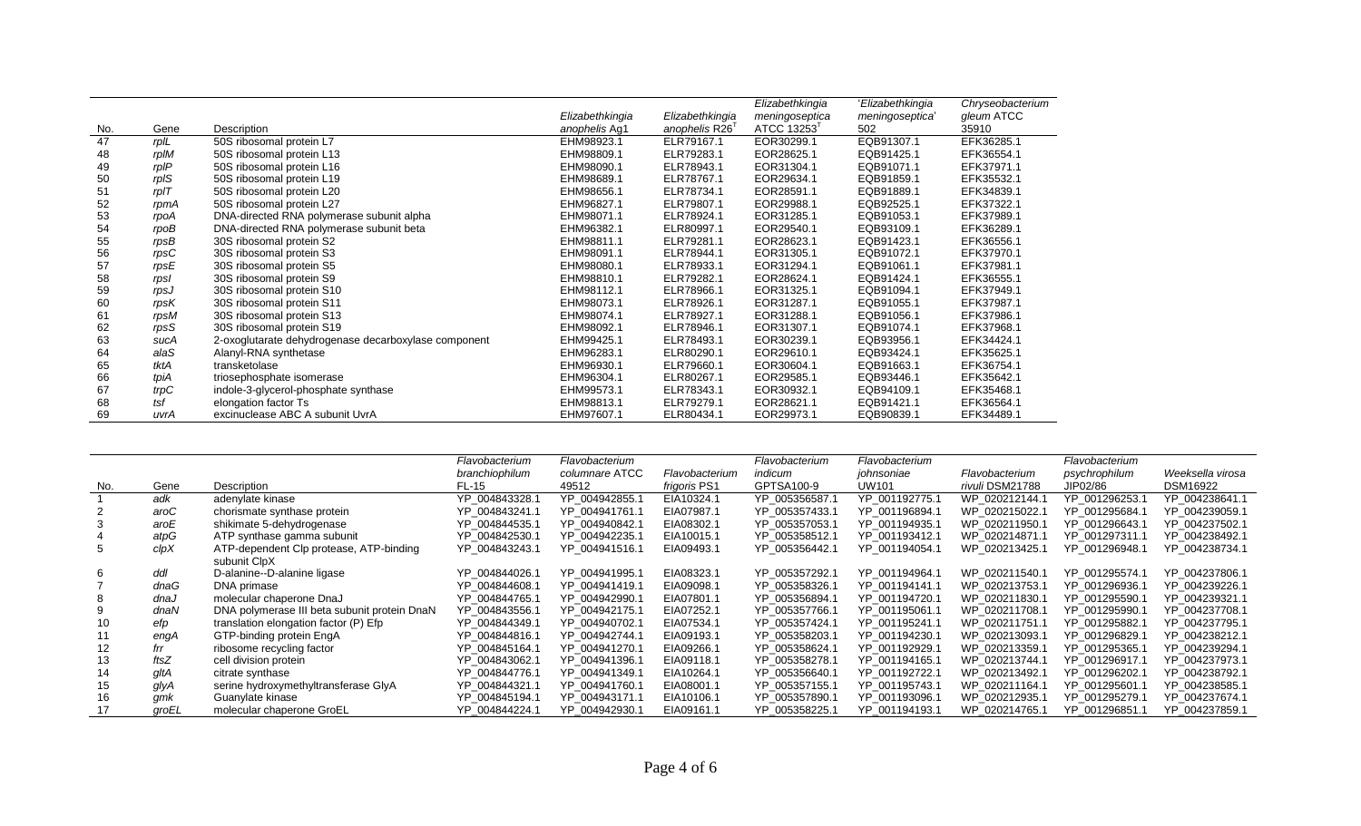| No. | Gene | Description | *Elizabethkingia anophelis* Ag1 | *Elizabethkingia anophelis* R26[T] | *Elizabethkingia meningoseptica* ATCC 13253[T] | '*Elizabethkingia meningoseptica*' 502 | *Chryseobacterium gleum* ATCC 35910 |
|---|---|---|---|---|---|---|---|
| 47 | *rplL* | 50S ribosomal protein L7 | EHM98923.1 | ELR79167.1 | EOR30299.1 | EQB91307.1 | EFK36285.1 |
| 48 | *rplM* | 50S ribosomal protein L13 | EHM98809.1 | ELR79283.1 | EOR28625.1 | EQB91425.1 | EFK36554.1 |
| 49 | *rplP* | 50S ribosomal protein L16 | EHM98090.1 | ELR78943.1 | EOR31304.1 | EQB91071.1 | EFK37971.1 |
| 50 | *rplS* | 50S ribosomal protein L19 | EHM98689.1 | ELR78767.1 | EOR29634.1 | EQB91859.1 | EFK35532.1 |
| 51 | *rplT* | 50S ribosomal protein L20 | EHM98656.1 | ELR78734.1 | EOR28591.1 | EQB91889.1 | EFK34839.1 |
| 52 | *rpmA* | 50S ribosomal protein L27 | EHM96827.1 | ELR79807.1 | EOR29988.1 | EQB92525.1 | EFK37322.1 |
| 53 | *rpoA* | DNA-directed RNA polymerase subunit alpha | EHM98071.1 | ELR78924.1 | EOR31285.1 | EQB91053.1 | EFK37989.1 |
| 54 | *rpoB* | DNA-directed RNA polymerase subunit beta | EHM96382.1 | ELR80997.1 | EOR29540.1 | EQB93109.1 | EFK36289.1 |
| 55 | *rpsB* | 30S ribosomal protein S2 | EHM98811.1 | ELR79281.1 | EOR28623.1 | EQB91423.1 | EFK36556.1 |
| 56 | *rpsC* | 30S ribosomal protein S3 | EHM98091.1 | ELR78944.1 | EOR31305.1 | EQB91072.1 | EFK37970.1 |
| 57 | *rpsE* | 30S ribosomal protein S5 | EHM98080.1 | ELR78933.1 | EOR31294.1 | EQB91061.1 | EFK37981.1 |
| 58 | *rpsI* | 30S ribosomal protein S9 | EHM98810.1 | ELR79282.1 | EOR28624.1 | EQB91424.1 | EFK36555.1 |
| 59 | *rpsJ* | 30S ribosomal protein S10 | EHM98112.1 | ELR78966.1 | EOR31325.1 | EQB91094.1 | EFK37949.1 |
| 60 | *rpsK* | 30S ribosomal protein S11 | EHM98073.1 | ELR78926.1 | EOR31287.1 | EQB91055.1 | EFK37987.1 |
| 61 | *rpsM* | 30S ribosomal protein S13 | EHM98074.1 | ELR78927.1 | EOR31288.1 | EQB91056.1 | EFK37986.1 |
| 62 | *rpsS* | 30S ribosomal protein S19 | EHM98092.1 | ELR78946.1 | EOR31307.1 | EQB91074.1 | EFK37968.1 |
| 63 | *sucA* | 2-oxoglutarate dehydrogenase decarboxylase component | EHM99425.1 | ELR78493.1 | EOR30239.1 | EQB93956.1 | EFK34424.1 |
| 64 | *alaS* | Alanyl-RNA synthetase | EHM96283.1 | ELR80290.1 | EOR29610.1 | EQB93424.1 | EFK35625.1 |
| 65 | *tktA* | transketolase | EHM96930.1 | ELR79660.1 | EOR30604.1 | EQB91663.1 | EFK36754.1 |
| 66 | *tpiA* | triosephosphate isomerase | EHM96304.1 | ELR80267.1 | EOR29585.1 | EQB93446.1 | EFK35642.1 |
| 67 | *trpC* | indole-3-glycerol-phosphate synthase | EHM99573.1 | ELR78343.1 | EOR30932.1 | EQB94109.1 | EFK35468.1 |
| 68 | *tsf* | elongation factor Ts | EHM98813.1 | ELR79279.1 | EOR28621.1 | EQB91421.1 | EFK36564.1 |
| 69 | *uvrA* | excinuclease ABC A subunit UvrA | EHM97607.1 | ELR80434.1 | EOR29973.1 | EQB90839.1 | EFK34489.1 |

| No. | Gene | Description | *Flavobacterium branchiophilum* FL-15 | *Flavobacterium columnare* ATCC 49512 | *Flavobacterium frigoris* PS1 | *Flavobacterium indicum* GPTSA100-9 | *Flavobacterium johnsoniae* UW101 | *Flavobacterium rivuli* DSM21788 | *Flavobacterium psychrophilum* JIP02/86 | *Weeksella virosa* DSM16922 |
|---|---|---|---|---|---|---|---|---|---|---|
| 1 | *adk* | adenylate kinase | YP_004843328.1 | YP_004942855.1 | EIA10324.1 | YP_005356587.1 | YP_001192775.1 | WP_020212144.1 | YP_001296253.1 | YP_004238641.1 |
| 2 | *aroC* | chorismate synthase protein | YP_004843241.1 | YP_004941761.1 | EIA07987.1 | YP_005357433.1 | YP_001196894.1 | WP_020215022.1 | YP_001295684.1 | YP_004239059.1 |
| 3 | *aroE* | shikimate 5-dehydrogenase | YP_004844535.1 | YP_004940842.1 | EIA08302.1 | YP_005357053.1 | YP_001194935.1 | WP_020211950.1 | YP_001296643.1 | YP_004237502.1 |
| 4 | *atpG* | ATP synthase gamma subunit | YP_004842530.1 | YP_004942235.1 | EIA10015.1 | YP_005358512.1 | YP_001193412.1 | WP_020214871.1 | YP_001297311.1 | YP_004238492.1 |
| 5 | *clpX* | ATP-dependent Clp protease, ATP-binding subunit ClpX | YP_004843243.1 | YP_004941516.1 | EIA09493.1 | YP_005356442.1 | YP_001194054.1 | WP_020213425.1 | YP_001296948.1 | YP_004238734.1 |
| 6 | *ddl* | D-alanine--D-alanine ligase | YP_004844026.1 | YP_004941995.1 | EIA08323.1 | YP_005357292.1 | YP_001194964.1 | WP_020211540.1 | YP_001295574.1 | YP_004237806.1 |
| 7 | *dnaG* | DNA primase | YP_004844608.1 | YP_004941419.1 | EIA09098.1 | YP_005358326.1 | YP_001194141.1 | WP_020213753.1 | YP_001296936.1 | YP_004239226.1 |
| 8 | *dnaJ* | molecular chaperone DnaJ | YP_004844765.1 | YP_004942990.1 | EIA07801.1 | YP_005356894.1 | YP_001194720.1 | WP_020211830.1 | YP_001295590.1 | YP_004239321.1 |
| 9 | *dnaN* | DNA polymerase III beta subunit protein DnaN | YP_004843556.1 | YP_004942175.1 | EIA07252.1 | YP_005357766.1 | YP_001195061.1 | WP_020211708.1 | YP_001295990.1 | YP_004237708.1 |
| 10 | *efp* | translation elongation factor (P) Efp | YP_004844349.1 | YP_004940702.1 | EIA07534.1 | YP_005357424.1 | YP_001195241.1 | WP_020211751.1 | YP_001295882.1 | YP_004237795.1 |
| 11 | *engA* | GTP-binding protein EngA | YP_004844816.1 | YP_004942744.1 | EIA09193.1 | YP_005358203.1 | YP_001194230.1 | WP_020213093.1 | YP_001296829.1 | YP_004238212.1 |
| 12 | *frr* | ribosome recycling factor | YP_004845164.1 | YP_004941270.1 | EIA09266.1 | YP_005358624.1 | YP_001192929.1 | WP_020213359.1 | YP_001295365.1 | YP_004239294.1 |
| 13 | *ftsZ* | cell division protein | YP_004843062.1 | YP_004941396.1 | EIA09118.1 | YP_005358278.1 | YP_001194165.1 | WP_020213744.1 | YP_001296917.1 | YP_004237973.1 |
| 14 | *gltA* | citrate synthase | YP_004844776.1 | YP_004941349.1 | EIA10264.1 | YP_005356640.1 | YP_001192722.1 | WP_020213492.1 | YP_001296202.1 | YP_004238792.1 |
| 15 | *glyA* | serine hydroxymethyltransferase GlyA | YP_004844321.1 | YP_004941760.1 | EIA08001.1 | YP_005357155.1 | YP_001195743.1 | WP_020211164.1 | YP_001295601.1 | YP_004238585.1 |
| 16 | *gmk* | Guanylate kinase | YP_004845194.1 | YP_004943171.1 | EIA10106.1 | YP_005357890.1 | YP_001193096.1 | WP_020212935.1 | YP_001295279.1 | YP_004237674.1 |
| 17 | *groEL* | molecular chaperone GroEL | YP_004844224.1 | YP_004942930.1 | EIA09161.1 | YP_005358225.1 | YP_001194193.1 | WP_020214765.1 | YP_001296851.1 | YP_004237859.1 |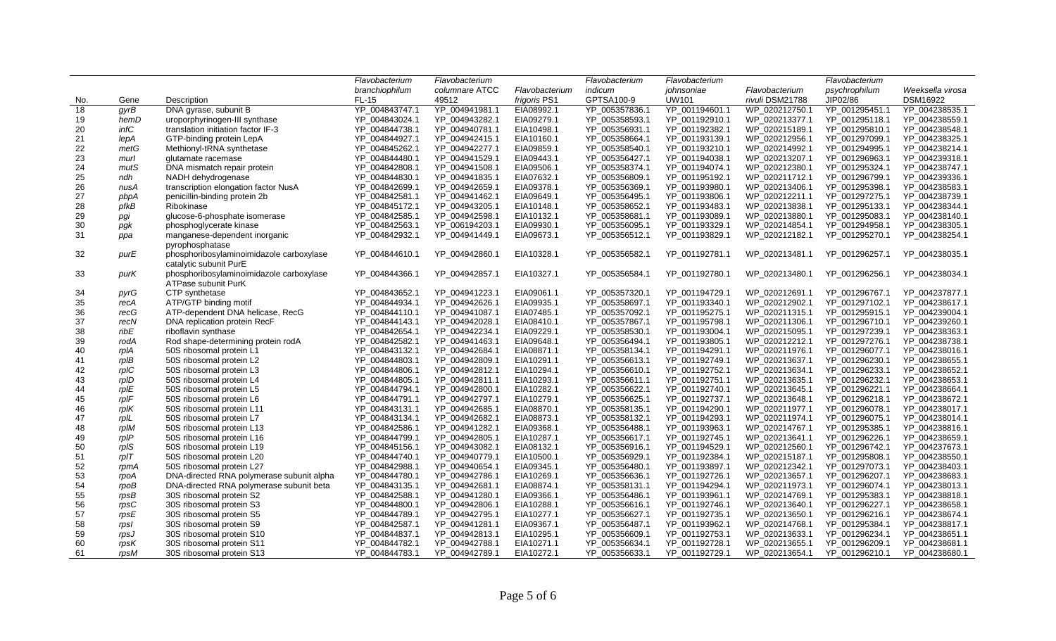| No. | Gene | Description | *Flavobacterium branchiophilum* FL-15 | *Flavobacterium columnare* ATCC 49512 | *Flavobacterium frigoris* PS1 | *Flavobacterium indicum* GPTSA100-9 | *Flavobacterium johnsoniae* UW101 | *Flavobacterium rivuli* DSM21788 | *Flavobacterium psychrophilum* JIP02/86 | *Weeksella virosa* DSM16922 |
|---|---|---|---|---|---|---|---|---|---|---|
| 18 | *gyrB* | DNA gyrase, subunit B | YP_004843747.1 | YP_004941981.1 | EIA08992.1 | YP_005357836.1 | YP_001194601.1 | WP_020212750.1 | YP_001295451.1 | YP_004238535.1 |
| 19 | *hemD* | uroporphyrinogen-III synthase | YP_004843024.1 | YP_004943282.1 | EIA09279.1 | YP_005358593.1 | YP_001192910.1 | WP_020213377.1 | YP_001295118.1 | YP_004238559.1 |
| 20 | *infC* | translation initiation factor IF-3 | YP_004844738.1 | YP_004940781.1 | EIA10498.1 | YP_005356931.1 | YP_001192382.1 | WP_020215189.1 | YP_001295810.1 | YP_004238548.1 |
| 21 | *lepA* | GTP-binding protein LepA | YP_004844927.1 | YP_004942415.1 | EIA10160.1 | YP_005358664.1 | YP_001193139.1 | WP_020212956.1 | YP_001297099.1 | YP_004238325.1 |
| 22 | *metG* | Methionyl-tRNA synthetase | YP_004845262.1 | YP_004942277.1 | EIA09859.1 | YP_005358540.1 | YP_001193210.1 | WP_020214992.1 | YP_001294995.1 | YP_004238214.1 |
| 23 | *murI* | glutamate racemase | YP_004844480.1 | YP_004941529.1 | EIA09443.1 | YP_005356427.1 | YP_001194038.1 | WP_020213207.1 | YP_001296963.1 | YP_004239318.1 |
| 24 | *mutS* | DNA mismatch repair protein | YP_004842808.1 | YP_004941508.1 | EIA09506.1 | YP_005358374.1 | YP_001194074.1 | WP_020212380.1 | YP_001295324.1 | YP_004238747.1 |
| 25 | *ndh* | NADH dehydrogenase | YP_004844830.1 | YP_004941835.1 | EIA07632.1 | YP_005356809.1 | YP_001195192.1 | WP_020211712.1 | YP_001296799.1 | YP_004239336.1 |
| 26 | *nusA* | transcription elongation factor NusA | YP_004842699.1 | YP_004942659.1 | EIA09378.1 | YP_005356369.1 | YP_001193980.1 | WP_020213406.1 | YP_001295398.1 | YP_004238583.1 |
| 27 | *pbpA* | penicillin-binding protein 2b | YP_004842581.1 | YP_004941462.1 | EIA09649.1 | YP_005356495.1 | YP_001193806.1 | WP_020212211.1 | YP_001297275.1 | YP_004238739.1 |
| 28 | *pfkB* | Ribokinase | YP_004845172.1 | YP_004943205.1 | EIA10148.1 | YP_005358652.1 | YP_001193483.1 | WP_020213838.1 | YP_001295133.1 | YP_004238344.1 |
| 29 | *pgi* | glucose-6-phosphate isomerase | YP_004842585.1 | YP_004942598.1 | EIA10132.1 | YP_005358681.1 | YP_001193089.1 | WP_020213880.1 | YP_001295083.1 | YP_004238140.1 |
| 30 | *pgk* | phosphoglycerate kinase | YP_004842563.1 | YP_006194203.1 | EIA09930.1 | YP_005356095.1 | YP_001193329.1 | WP_020214854.1 | YP_001294958.1 | YP_004238305.1 |
| 31 | *ppa* | manganese-dependent inorganic pyrophosphatase | YP_004842932.1 | YP_004941449.1 | EIA09673.1 | YP_005356512.1 | YP_001193829.1 | WP_020212182.1 | YP_001295270.1 | YP_004238254.1 |
| 32 | *purE* | phosphoribosylaminoimidazole carboxylase catalytic subunit PurE | YP_004844610.1 | YP_004942860.1 | EIA10328.1 | YP_005356582.1 | YP_001192781.1 | WP_020213481.1 | YP_001296257.1 | YP_004238035.1 |
| 33 | *purK* | phosphoribosylaminoimidazole carboxylase ATPase subunit PurK | YP_004844366.1 | YP_004942857.1 | EIA10327.1 | YP_005356584.1 | YP_001192780.1 | WP_020213480.1 | YP_001296256.1 | YP_004238034.1 |
| 34 | *pyrG* | CTP synthetase | YP_004843652.1 | YP_004941223.1 | EIA09061.1 | YP_005357320.1 | YP_001194729.1 | WP_020212691.1 | YP_001296767.1 | YP_004237877.1 |
| 35 | *recA* | ATP/GTP binding motif | YP_004844934.1 | YP_004942626.1 | EIA09935.1 | YP_005358697.1 | YP_001193340.1 | WP_020212902.1 | YP_001297102.1 | YP_004238617.1 |
| 36 | *recG* | ATP-dependent DNA helicase, RecG | YP_004844110.1 | YP_004941087.1 | EIA07485.1 | YP_005357092.1 | YP_001195275.1 | WP_020211315.1 | YP_001295915.1 | YP_004239004.1 |
| 37 | *recN* | DNA replication protein RecF | YP_004844143.1 | YP_004942028.1 | EIA08410.1 | YP_005357867.1 | YP_001195798.1 | WP_020211306.1 | YP_001296710.1 | YP_004239260.1 |
| 38 | *ribE* | riboflavin synthase | YP_004842654.1 | YP_004942234.1 | EIA09229.1 | YP_005358530.1 | YP_001193004.1 | WP_020215095.1 | YP_001297239.1 | YP_004238363.1 |
| 39 | *rodA* | Rod shape-determining protein rodA | YP_004842582.1 | YP_004941463.1 | EIA09648.1 | YP_005356494.1 | YP_001193805.1 | WP_020212212.1 | YP_001297276.1 | YP_004238738.1 |
| 40 | *rplA* | 50S ribosomal protein L1 | YP_004843132.1 | YP_004942684.1 | EIA08871.1 | YP_005358134.1 | YP_001194291.1 | WP_020211976.1 | YP_001296077.1 | YP_004238016.1 |
| 41 | *rplB* | 50S ribosomal protein L2 | YP_004844803.1 | YP_004942809.1 | EIA10291.1 | YP_005356613.1 | YP_001192749.1 | WP_020213637.1 | YP_001296230.1 | YP_004238655.1 |
| 42 | *rplC* | 50S ribosomal protein L3 | YP_004844806.1 | YP_004942812.1 | EIA10294.1 | YP_005356610.1 | YP_001192752.1 | WP_020213634.1 | YP_001296233.1 | YP_004238652.1 |
| 43 | *rplD* | 50S ribosomal protein L4 | YP_004844805.1 | YP_004942811.1 | EIA10293.1 | YP_005356611.1 | YP_001192751.1 | WP_020213635.1 | YP_001296232.1 | YP_004238653.1 |
| 44 | *rplE* | 50S ribosomal protein L5 | YP_004844794.1 | YP_004942800.1 | EIA10282.1 | YP_005356622.1 | YP_001192740.1 | WP_020213645.1 | YP_001296221.1 | YP_004238664.1 |
| 45 | *rplF* | 50S ribosomal protein L6 | YP_004844791.1 | YP_004942797.1 | EIA10279.1 | YP_005356625.1 | YP_001192737.1 | WP_020213648.1 | YP_001296218.1 | YP_004238672.1 |
| 46 | *rplK* | 50S ribosomal protein L11 | YP_004843131.1 | YP_004942685.1 | EIA08870.1 | YP_005358135.1 | YP_001194290.1 | WP_020211977.1 | YP_001296078.1 | YP_004238017.1 |
| 47 | *rplL* | 50S ribosomal protein L7 | YP_004843134.1 | YP_004942682.1 | EIA08873.1 | YP_005358132.1 | YP_001194293.1 | WP_020211974.1 | YP_001296075.1 | YP_004238014.1 |
| 48 | *rplM* | 50S ribosomal protein L13 | YP_004842586.1 | YP_004941282.1 | EIA09368.1 | YP_005356488.1 | YP_001193963.1 | WP_020214767.1 | YP_001295385.1 | YP_004238816.1 |
| 49 | *rplP* | 50S ribosomal protein L16 | YP_004844799.1 | YP_004942805.1 | EIA10287.1 | YP_005356617.1 | YP_001192745.1 | WP_020213641.1 | YP_001296226.1 | YP_004238659.1 |
| 50 | *rplS* | 50S ribosomal protein L19 | YP_004845156.1 | YP_004943082.1 | EIA08132.1 | YP_005356916.1 | YP_001194529.1 | WP_020212560.1 | YP_001296742.1 | YP_004237673.1 |
| 51 | *rplT* | 50S ribosomal protein L20 | YP_004844740.1 | YP_004940779.1 | EIA10500.1 | YP_005356929.1 | YP_001192384.1 | WP_020215187.1 | YP_001295808.1 | YP_004238550.1 |
| 52 | *rpmA* | 50S ribosomal protein L27 | YP_004842988.1 | YP_004940654.1 | EIA09345.1 | YP_005356480.1 | YP_001193897.1 | WP_020212342.1 | YP_001297073.1 | YP_004238403.1 |
| 53 | *rpoA* | DNA-directed RNA polymerase subunit alpha | YP_004844780.1 | YP_004942786.1 | EIA10269.1 | YP_005356636.1 | YP_001192726.1 | WP_020213657.1 | YP_001296207.1 | YP_004238683.1 |
| 54 | *rpoB* | DNA-directed RNA polymerase subunit beta | YP_004843135.1 | YP_004942681.1 | EIA08874.1 | YP_005358131.1 | YP_001194294.1 | WP_020211973.1 | YP_001296074.1 | YP_004238013.1 |
| 55 | *rpsB* | 30S ribosomal protein S2 | YP_004842588.1 | YP_004941280.1 | EIA09366.1 | YP_005356486.1 | YP_001193961.1 | WP_020214769.1 | YP_001295383.1 | YP_004238818.1 |
| 56 | *rpsC* | 30S ribosomal protein S3 | YP_004844800.1 | YP_004942806.1 | EIA10288.1 | YP_005356616.1 | YP_001192746.1 | WP_020213640.1 | YP_001296227.1 | YP_004238658.1 |
| 57 | *rpsE* | 30S ribosomal protein S5 | YP_004844789.1 | YP_004942795.1 | EIA10277.1 | YP_005356627.1 | YP_001192735.1 | WP_020213650.1 | YP_001296216.1 | YP_004238674.1 |
| 58 | *rpsI* | 30S ribosomal protein S9 | YP_004842587.1 | YP_004941281.1 | EIA09367.1 | YP_005356487.1 | YP_001193962.1 | WP_020214768.1 | YP_001295384.1 | YP_004238817.1 |
| 59 | *rpsJ* | 30S ribosomal protein S10 | YP_004844837.1 | YP_004942813.1 | EIA10295.1 | YP_005356609.1 | YP_001192753.1 | WP_020213633.1 | YP_001296234.1 | YP_004238651.1 |
| 60 | *rpsK* | 30S ribosomal protein S11 | YP_004844782.1 | YP_004942788.1 | EIA10271.1 | YP_005356634.1 | YP_001192728.1 | WP_020213655.1 | YP_001296209.1 | YP_004238681.1 |
| 61 | *rpsM* | 30S ribosomal protein S13 | YP_004844783.1 | YP_004942789.1 | EIA10272.1 | YP_005356633.1 | YP_001192729.1 | WP_020213654.1 | YP_001296210.1 | YP_004238680.1 |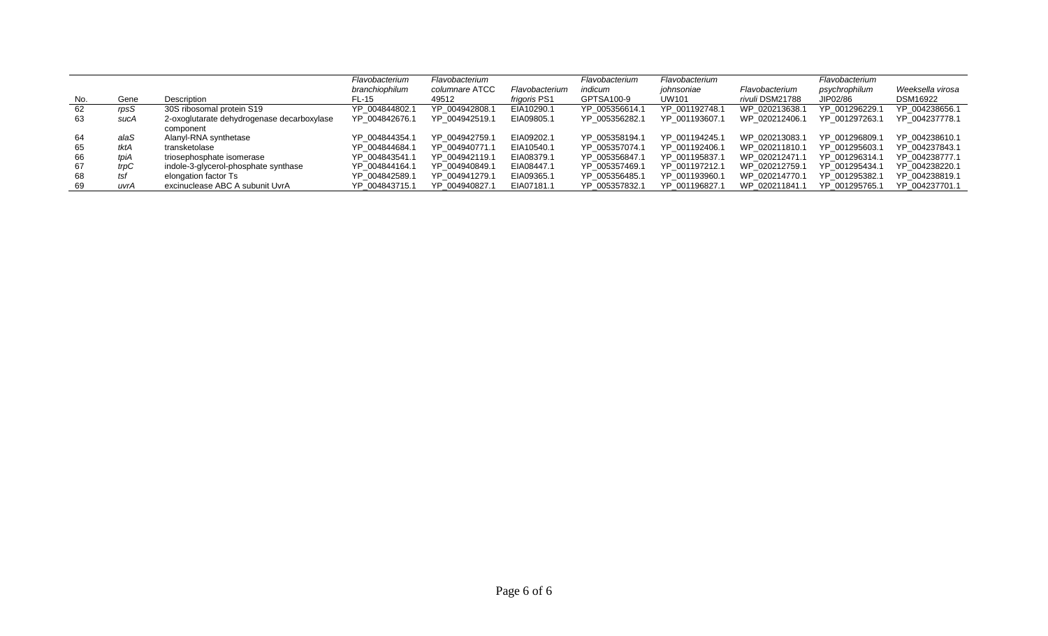| No. | Gene | Description | *Flavobacterium branchiophilum* FL-15 | *Flavobacterium columnare* ATCC 49512 | *Flavobacterium frigoris* PS1 | *Flavobacterium indicum* GPTSA100-9 | *Flavobacterium johnsoniae* UW101 | *Flavobacterium rivuli* DSM21788 | *Flavobacterium psychrophilum* JIP02/86 | *Weeksella virosa* DSM16922 |
|---|---|---|---|---|---|---|---|---|---|---|
| 62 | *rpsS* | 30S ribosomal protein S19 | YP_004844802.1 | YP_004942808.1 | EIA10290.1 | YP_005356614.1 | YP_001192748.1 | WP_020213638.1 | YP_001296229.1 | YP_004238656.1 |
| 63 | *sucA* | 2-oxoglutarate dehydrogenase decarboxylase component | YP_004842676.1 | YP_004942519.1 | EIA09805.1 | YP_005356282.1 | YP_001193607.1 | WP_020212406.1 | YP_001297263.1 | YP_004237778.1 |
| 64 | *alaS* | Alanyl-RNA synthetase | YP_004844354.1 | YP_004942759.1 | EIA09202.1 | YP_005358194.1 | YP_001194245.1 | WP_020213083.1 | YP_001296809.1 | YP_004238610.1 |
| 65 | *tktA* | transketolase | YP_004844684.1 | YP_004940771.1 | EIA10540.1 | YP_005357074.1 | YP_001192406.1 | WP_020211810.1 | YP_001295603.1 | YP_004237843.1 |
| 66 | *tpiA* | triosephosphate isomerase | YP_004843541.1 | YP_004942119.1 | EIA08379.1 | YP_005356847.1 | YP_001195837.1 | WP_020212471.1 | YP_001296314.1 | YP_004238777.1 |
| 67 | *trpC* | indole-3-glycerol-phosphate synthase | YP_004844164.1 | YP_004940849.1 | EIA08447.1 | YP_005357469.1 | YP_001197212.1 | WP_020212759.1 | YP_001295434.1 | YP_004238220.1 |
| 68 | *tsf* | elongation factor Ts | YP_004842589.1 | YP_004941279.1 | EIA09365.1 | YP_005356485.1 | YP_001193960.1 | WP_020214770.1 | YP_001295382.1 | YP_004238819.1 |
| 69 | *uvrA* | excinuclease ABC A subunit UvrA | YP_004843715.1 | YP_004940827.1 | EIA07181.1 | YP_005357832.1 | YP_001196827.1 | WP_020211841.1 | YP_001295765.1 | YP_004237701.1 |